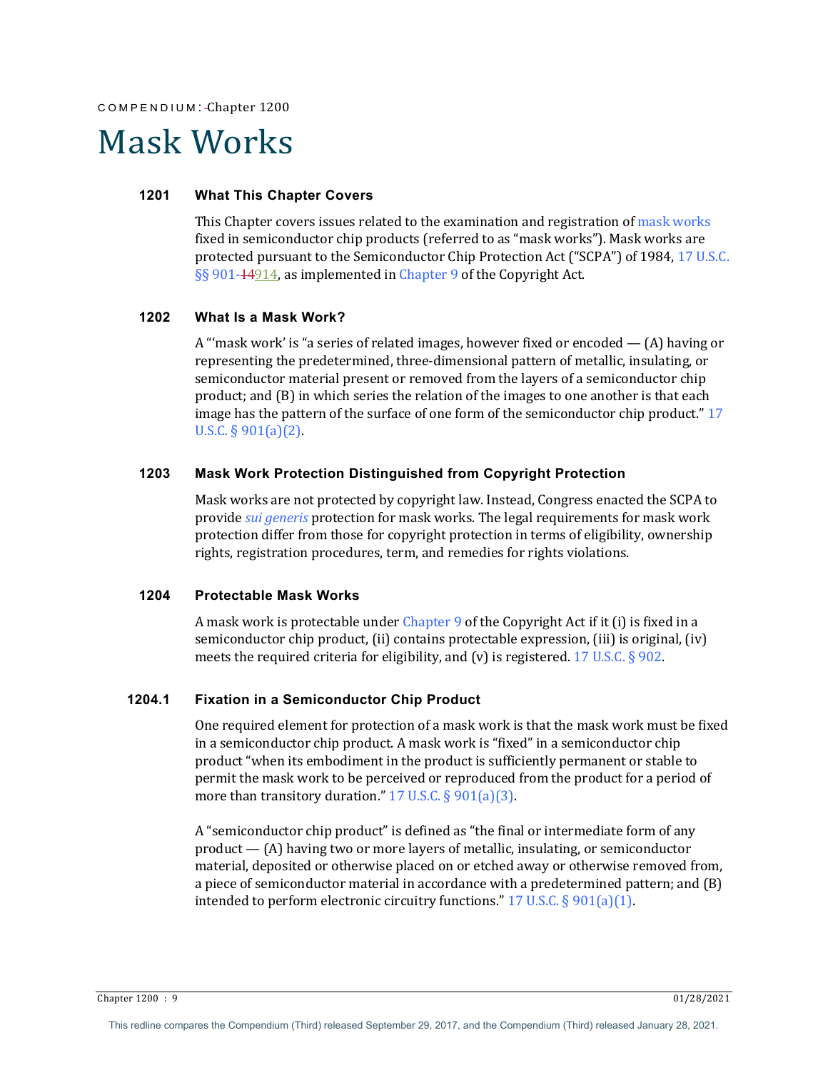COMPENDIUM: Chapter 1200

# Mask Works

## 1201 What This Chapter Covers

This Chapter covers issues related to the examination and registration of mask works fixed in semiconductor chip products (referred to as "mask works"). Mask works are protected pursuant to the Semiconductor Chip Protection Act ("SCPA") of 1984, 17 U.S.C. §§ 901-~~14~~914, as implemented in Chapter 9 of the Copyright Act.

## 1202 What Is a Mask Work?

A "'mask work' is "a series of related images, however fixed or encoded — (A) having or representing the predetermined, three-dimensional pattern of metallic, insulating, or semiconductor material present or removed from the layers of a semiconductor chip product; and (B) in which series the relation of the images to one another is that each image has the pattern of the surface of one form of the semiconductor chip product." 17 U.S.C. § 901(a)(2).

## 1203 Mask Work Protection Distinguished from Copyright Protection

Mask works are not protected by copyright law. Instead, Congress enacted the SCPA to provide *sui generis* protection for mask works. The legal requirements for mask work protection differ from those for copyright protection in terms of eligibility, ownership rights, registration procedures, term, and remedies for rights violations.

## 1204 Protectable Mask Works

A mask work is protectable under Chapter 9 of the Copyright Act if it (i) is fixed in a semiconductor chip product, (ii) contains protectable expression, (iii) is original, (iv) meets the required criteria for eligibility, and (v) is registered. 17 U.S.C. § 902.

### 1204.1 Fixation in a Semiconductor Chip Product

One required element for protection of a mask work is that the mask work must be fixed in a semiconductor chip product. A mask work is "fixed" in a semiconductor chip product "when its embodiment in the product is sufficiently permanent or stable to permit the mask work to be perceived or reproduced from the product for a period of more than transitory duration." 17 U.S.C. § 901(a)(3).

A "semiconductor chip product" is defined as "the final or intermediate form of any product — (A) having two or more layers of metallic, insulating, or semiconductor material, deposited or otherwise placed on or etched away or otherwise removed from, a piece of semiconductor material in accordance with a predetermined pattern; and (B) intended to perform electronic circuitry functions." 17 U.S.C. § 901(a)(1).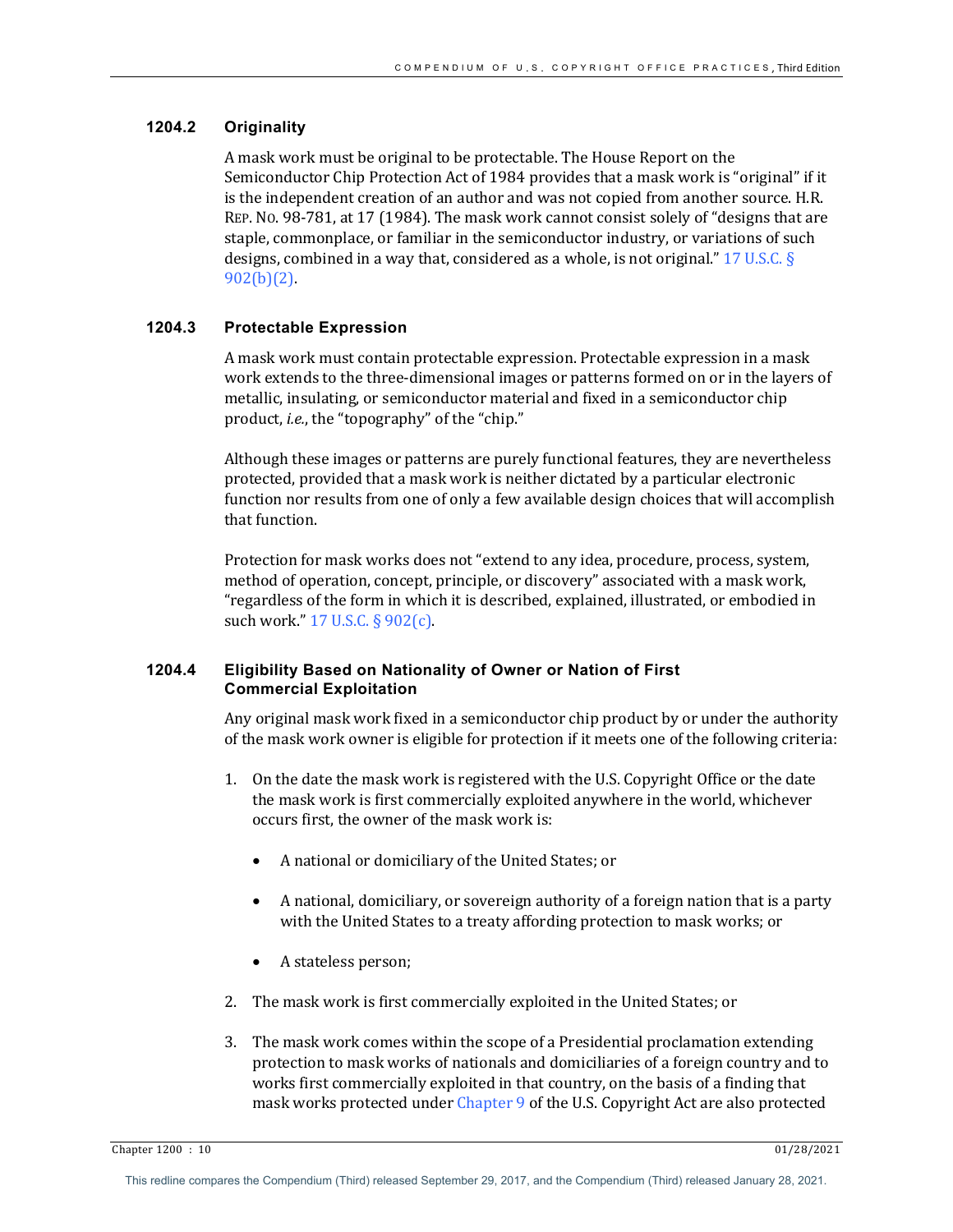### 1204.2 Originality

A mask work must be original to be protectable. The House Report on the Semiconductor Chip Protection Act of 1984 provides that a mask work is "original" if it is the independent creation of an author and was not copied from another source. H.R. REP. NO. 98-781, at 17 (1984). The mask work cannot consist solely of "designs that are staple, commonplace, or familiar in the semiconductor industry, or variations of such designs, combined in a way that, considered as a whole, is not original." 17 U.S.C. § 902(b)(2).

### 1204.3 Protectable Expression

A mask work must contain protectable expression. Protectable expression in a mask work extends to the three-dimensional images or patterns formed on or in the layers of metallic, insulating, or semiconductor material and fixed in a semiconductor chip product, *i.e.*, the "topography" of the "chip."

Although these images or patterns are purely functional features, they are nevertheless protected, provided that a mask work is neither dictated by a particular electronic function nor results from one of only a few available design choices that will accomplish that function.

Protection for mask works does not "extend to any idea, procedure, process, system, method of operation, concept, principle, or discovery" associated with a mask work, "regardless of the form in which it is described, explained, illustrated, or embodied in such work." 17 U.S.C. § 902(c).

### 1204.4 Eligibility Based on Nationality of Owner or Nation of First Commercial Exploitation

Any original mask work fixed in a semiconductor chip product by or under the authority of the mask work owner is eligible for protection if it meets one of the following criteria:

1. On the date the mask work is registered with the U.S. Copyright Office or the date the mask work is first commercially exploited anywhere in the world, whichever occurs first, the owner of the mask work is:

   - A national or domiciliary of the United States; or

   - A national, domiciliary, or sovereign authority of a foreign nation that is a party with the United States to a treaty affording protection to mask works; or

   - A stateless person;

2. The mask work is first commercially exploited in the United States; or

3. The mask work comes within the scope of a Presidential proclamation extending protection to mask works of nationals and domiciliaries of a foreign country and to works first commercially exploited in that country, on the basis of a finding that mask works protected under Chapter 9 of the U.S. Copyright Act are also protected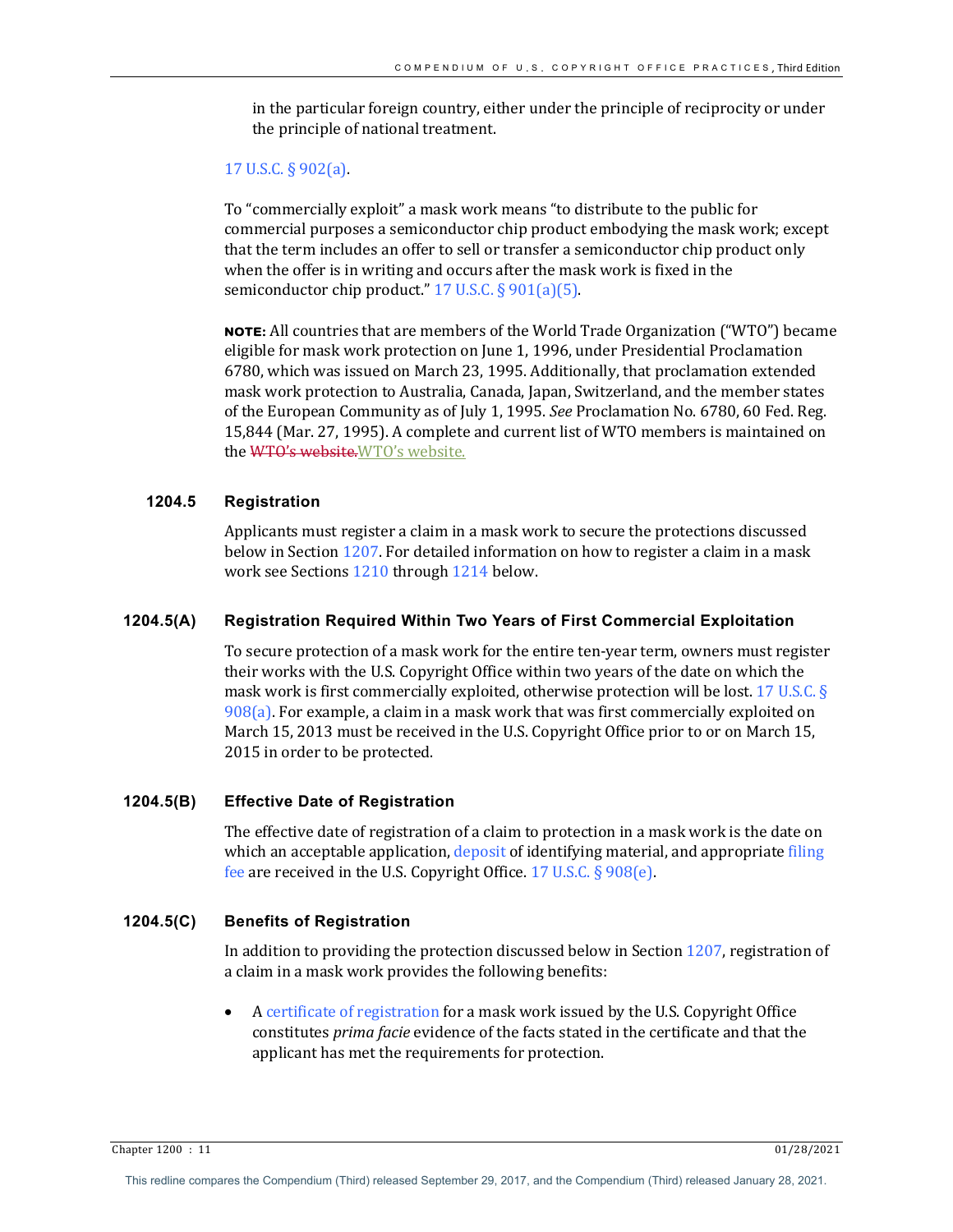in the particular foreign country, either under the principle of reciprocity or under the principle of national treatment.

17 U.S.C. § 902(a).

To "commercially exploit" a mask work means "to distribute to the public for commercial purposes a semiconductor chip product embodying the mask work; except that the term includes an offer to sell or transfer a semiconductor chip product only when the offer is in writing and occurs after the mask work is fixed in the semiconductor chip product." 17 U.S.C. § 901(a)(5).

**NOTE:** All countries that are members of the World Trade Organization ("WTO") became eligible for mask work protection on June 1, 1996, under Presidential Proclamation 6780, which was issued on March 23, 1995. Additionally, that proclamation extended mask work protection to Australia, Canada, Japan, Switzerland, and the member states of the European Community as of July 1, 1995. *See* Proclamation No. 6780, 60 Fed. Reg. 15,844 (Mar. 27, 1995). A complete and current list of WTO members is maintained on the ~~WTO's website.~~WTO's website.

## 1204.5 Registration

Applicants must register a claim in a mask work to secure the protections discussed below in Section 1207. For detailed information on how to register a claim in a mask work see Sections 1210 through 1214 below.

### 1204.5(A) Registration Required Within Two Years of First Commercial Exploitation

To secure protection of a mask work for the entire ten-year term, owners must register their works with the U.S. Copyright Office within two years of the date on which the mask work is first commercially exploited, otherwise protection will be lost. 17 U.S.C. § 908(a). For example, a claim in a mask work that was first commercially exploited on March 15, 2013 must be received in the U.S. Copyright Office prior to or on March 15, 2015 in order to be protected.

### 1204.5(B) Effective Date of Registration

The effective date of registration of a claim to protection in a mask work is the date on which an acceptable application, deposit of identifying material, and appropriate filing fee are received in the U.S. Copyright Office. 17 U.S.C. § 908(e).

### 1204.5(C) Benefits of Registration

In addition to providing the protection discussed below in Section 1207, registration of a claim in a mask work provides the following benefits:

- A certificate of registration for a mask work issued by the U.S. Copyright Office constitutes *prima facie* evidence of the facts stated in the certificate and that the applicant has met the requirements for protection.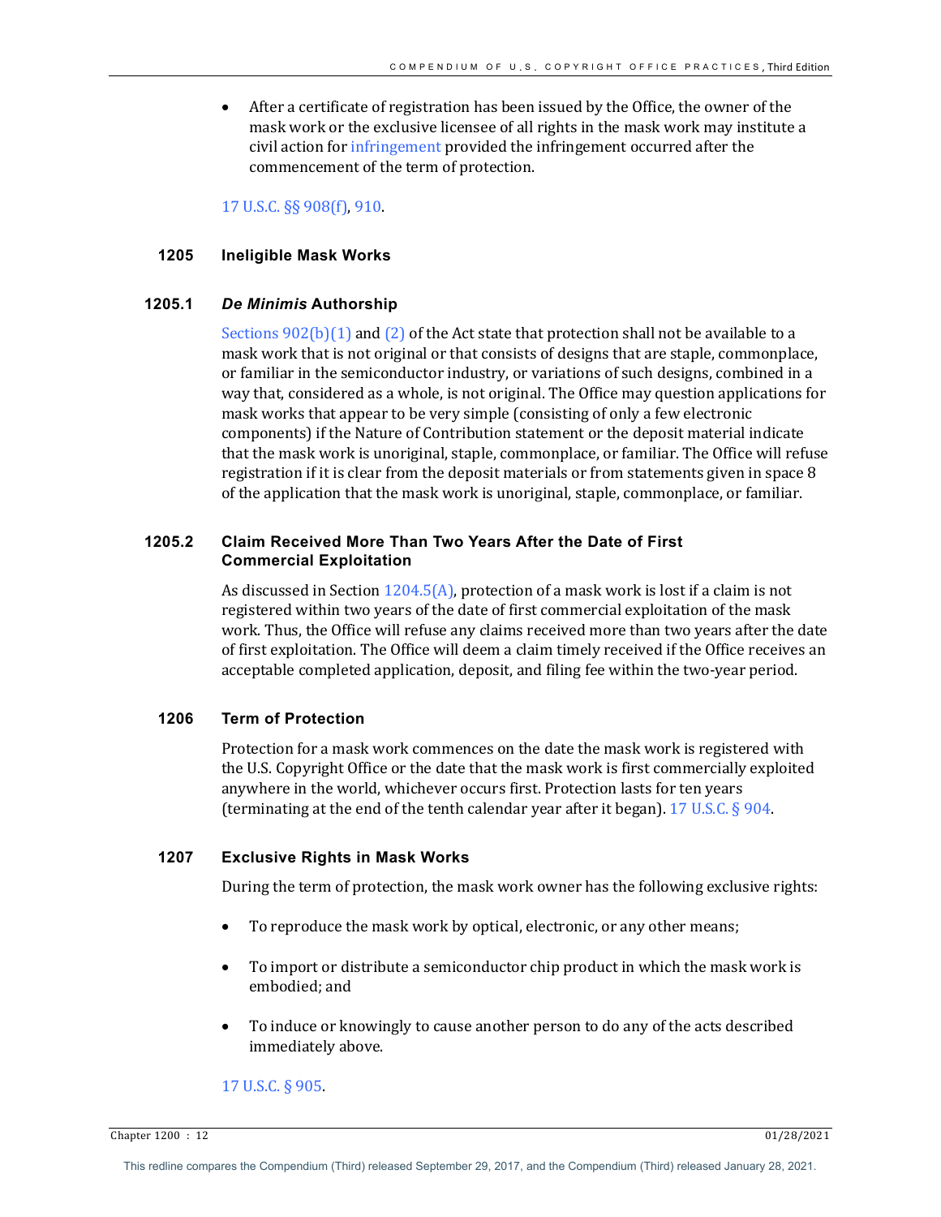- After a certificate of registration has been issued by the Office, the owner of the mask work or the exclusive licensee of all rights in the mask work may institute a civil action for infringement provided the infringement occurred after the commencement of the term of protection.

17 U.S.C. §§ 908(f), 910.

## 1205 Ineligible Mask Works

### 1205.1 *De Minimis* Authorship

Sections 902(b)(1) and (2) of the Act state that protection shall not be available to a mask work that is not original or that consists of designs that are staple, commonplace, or familiar in the semiconductor industry, or variations of such designs, combined in a way that, considered as a whole, is not original. The Office may question applications for mask works that appear to be very simple (consisting of only a few electronic components) if the Nature of Contribution statement or the deposit material indicate that the mask work is unoriginal, staple, commonplace, or familiar. The Office will refuse registration if it is clear from the deposit materials or from statements given in space 8 of the application that the mask work is unoriginal, staple, commonplace, or familiar.

### 1205.2 Claim Received More Than Two Years After the Date of First Commercial Exploitation

As discussed in Section 1204.5(A), protection of a mask work is lost if a claim is not registered within two years of the date of first commercial exploitation of the mask work. Thus, the Office will refuse any claims received more than two years after the date of first exploitation. The Office will deem a claim timely received if the Office receives an acceptable completed application, deposit, and filing fee within the two-year period.

## 1206 Term of Protection

Protection for a mask work commences on the date the mask work is registered with the U.S. Copyright Office or the date that the mask work is first commercially exploited anywhere in the world, whichever occurs first. Protection lasts for ten years (terminating at the end of the tenth calendar year after it began). 17 U.S.C. § 904.

## 1207 Exclusive Rights in Mask Works

During the term of protection, the mask work owner has the following exclusive rights:

- To reproduce the mask work by optical, electronic, or any other means;
- To import or distribute a semiconductor chip product in which the mask work is embodied; and
- To induce or knowingly to cause another person to do any of the acts described immediately above.

17 U.S.C. § 905.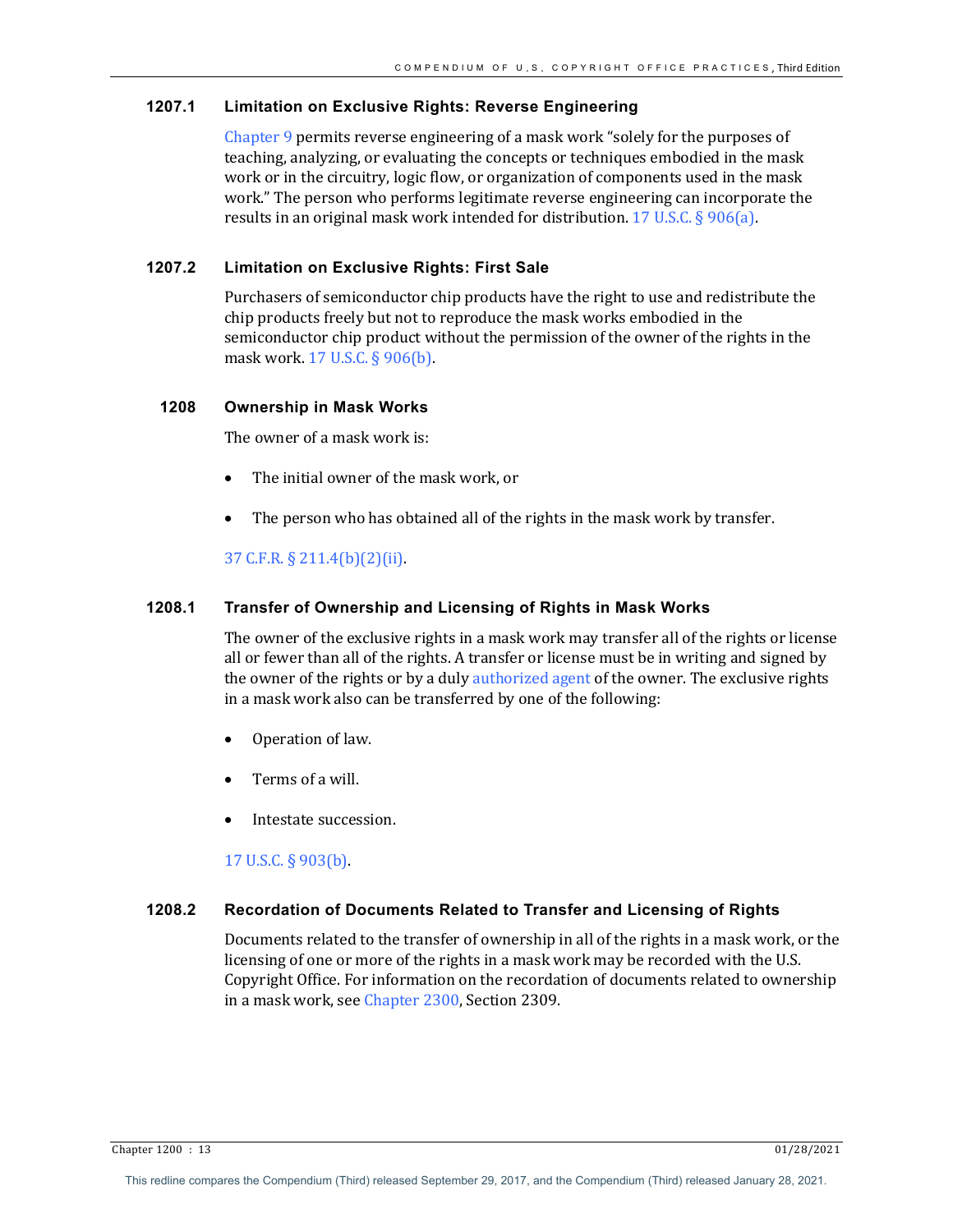### 1207.1 Limitation on Exclusive Rights: Reverse Engineering

Chapter 9 permits reverse engineering of a mask work "solely for the purposes of teaching, analyzing, or evaluating the concepts or techniques embodied in the mask work or in the circuitry, logic flow, or organization of components used in the mask work." The person who performs legitimate reverse engineering can incorporate the results in an original mask work intended for distribution. 17 U.S.C. § 906(a).

### 1207.2 Limitation on Exclusive Rights: First Sale

Purchasers of semiconductor chip products have the right to use and redistribute the chip products freely but not to reproduce the mask works embodied in the semiconductor chip product without the permission of the owner of the rights in the mask work. 17 U.S.C. § 906(b).

## 1208 Ownership in Mask Works

The owner of a mask work is:

- The initial owner of the mask work, or
- The person who has obtained all of the rights in the mask work by transfer.

37 C.F.R. § 211.4(b)(2)(ii).

### 1208.1 Transfer of Ownership and Licensing of Rights in Mask Works

The owner of the exclusive rights in a mask work may transfer all of the rights or license all or fewer than all of the rights. A transfer or license must be in writing and signed by the owner of the rights or by a duly authorized agent of the owner. The exclusive rights in a mask work also can be transferred by one of the following:

- Operation of law.
- Terms of a will.
- Intestate succession.

17 U.S.C. § 903(b).

### 1208.2 Recordation of Documents Related to Transfer and Licensing of Rights

Documents related to the transfer of ownership in all of the rights in a mask work, or the licensing of one or more of the rights in a mask work may be recorded with the U.S. Copyright Office. For information on the recordation of documents related to ownership in a mask work, see Chapter 2300, Section 2309.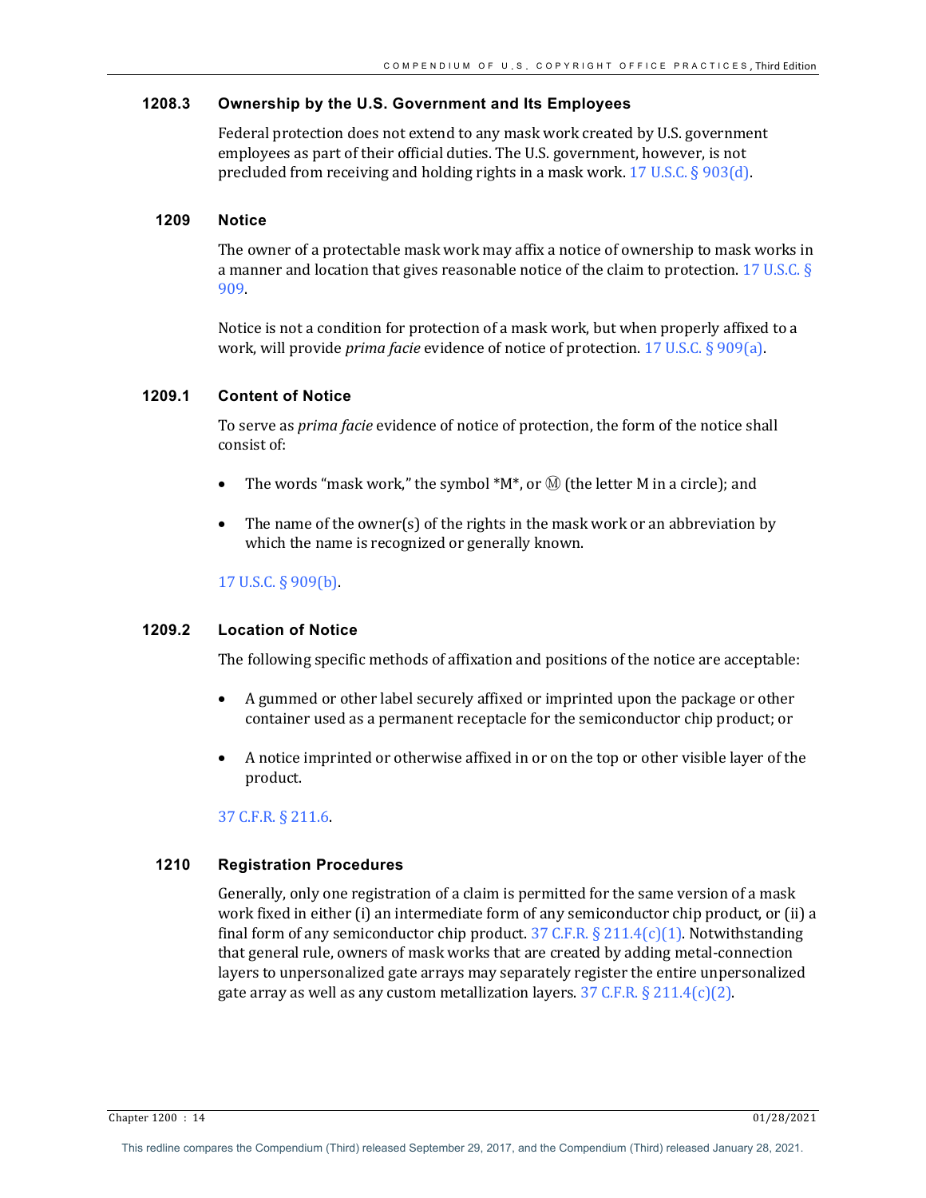### 1208.3 Ownership by the U.S. Government and Its Employees

Federal protection does not extend to any mask work created by U.S. government employees as part of their official duties. The U.S. government, however, is not precluded from receiving and holding rights in a mask work. 17 U.S.C. § 903(d).

## 1209 Notice

The owner of a protectable mask work may affix a notice of ownership to mask works in a manner and location that gives reasonable notice of the claim to protection. 17 U.S.C. § 909.

Notice is not a condition for protection of a mask work, but when properly affixed to a work, will provide *prima facie* evidence of notice of protection. 17 U.S.C. § 909(a).

### 1209.1 Content of Notice

To serve as *prima facie* evidence of notice of protection, the form of the notice shall consist of:

- The words "mask work," the symbol *M*, or Ⓜ (the letter M in a circle); and
- The name of the owner(s) of the rights in the mask work or an abbreviation by which the name is recognized or generally known.

17 U.S.C. § 909(b).

### 1209.2 Location of Notice

The following specific methods of affixation and positions of the notice are acceptable:

- A gummed or other label securely affixed or imprinted upon the package or other container used as a permanent receptacle for the semiconductor chip product; or
- A notice imprinted or otherwise affixed in or on the top or other visible layer of the product.

37 C.F.R. § 211.6.

## 1210 Registration Procedures

Generally, only one registration of a claim is permitted for the same version of a mask work fixed in either (i) an intermediate form of any semiconductor chip product, or (ii) a final form of any semiconductor chip product. 37 C.F.R. § 211.4(c)(1). Notwithstanding that general rule, owners of mask works that are created by adding metal-connection layers to unpersonalized gate arrays may separately register the entire unpersonalized gate array as well as any custom metallization layers. 37 C.F.R. § 211.4(c)(2).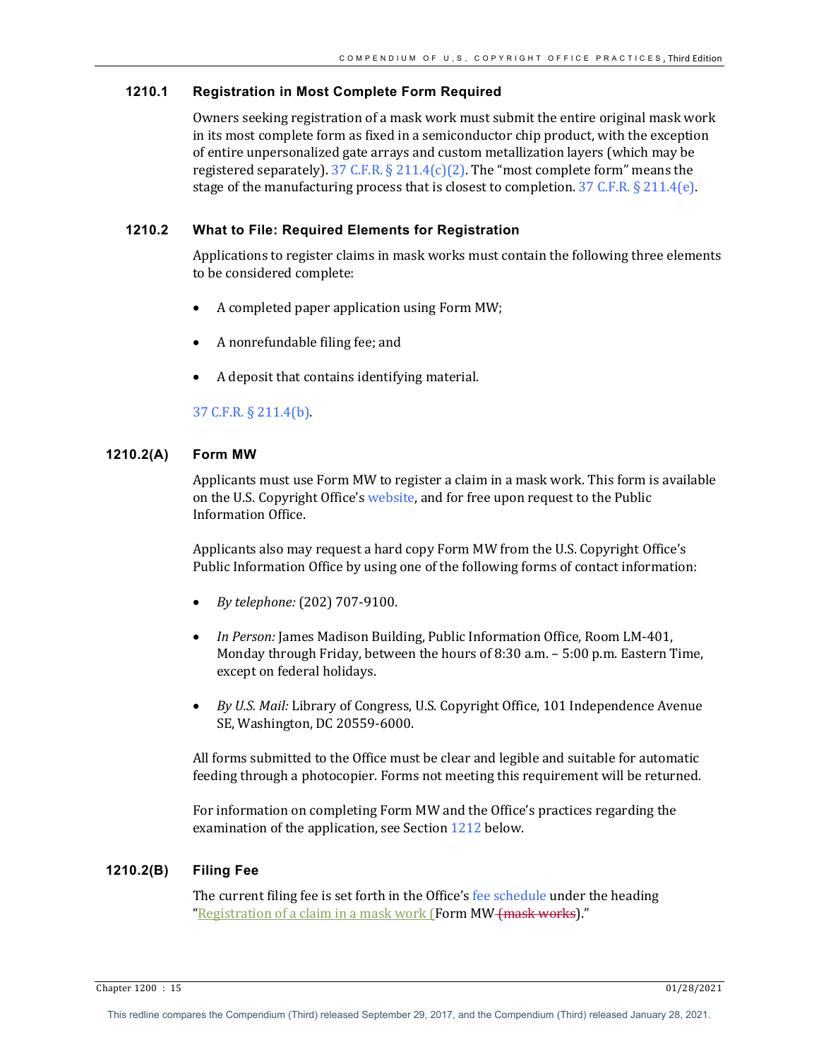### 1210.1 Registration in Most Complete Form Required

Owners seeking registration of a mask work must submit the entire original mask work in its most complete form as fixed in a semiconductor chip product, with the exception of entire unpersonalized gate arrays and custom metallization layers (which may be registered separately). 37 C.F.R. § 211.4(c)(2). The "most complete form" means the stage of the manufacturing process that is closest to completion. 37 C.F.R. § 211.4(e).

### 1210.2 What to File: Required Elements for Registration

Applications to register claims in mask works must contain the following three elements to be considered complete:

- A completed paper application using Form MW;
- A nonrefundable filing fee; and
- A deposit that contains identifying material.

37 C.F.R. § 211.4(b).

### 1210.2(A) Form MW

Applicants must use Form MW to register a claim in a mask work. This form is available on the U.S. Copyright Office's website, and for free upon request to the Public Information Office.

Applicants also may request a hard copy Form MW from the U.S. Copyright Office's Public Information Office by using one of the following forms of contact information:

- *By telephone:* (202) 707-9100.
- *In Person:* James Madison Building, Public Information Office, Room LM-401, Monday through Friday, between the hours of 8:30 a.m. – 5:00 p.m. Eastern Time, except on federal holidays.
- *By U.S. Mail:* Library of Congress, U.S. Copyright Office, 101 Independence Avenue SE, Washington, DC 20559-6000.

All forms submitted to the Office must be clear and legible and suitable for automatic feeding through a photocopier. Forms not meeting this requirement will be returned.

For information on completing Form MW and the Office's practices regarding the examination of the application, see Section 1212 below.

### 1210.2(B) Filing Fee

The current filing fee is set forth in the Office's fee schedule under the heading "Registration of a claim in a mask work (Form MW ~~(mask works~~)."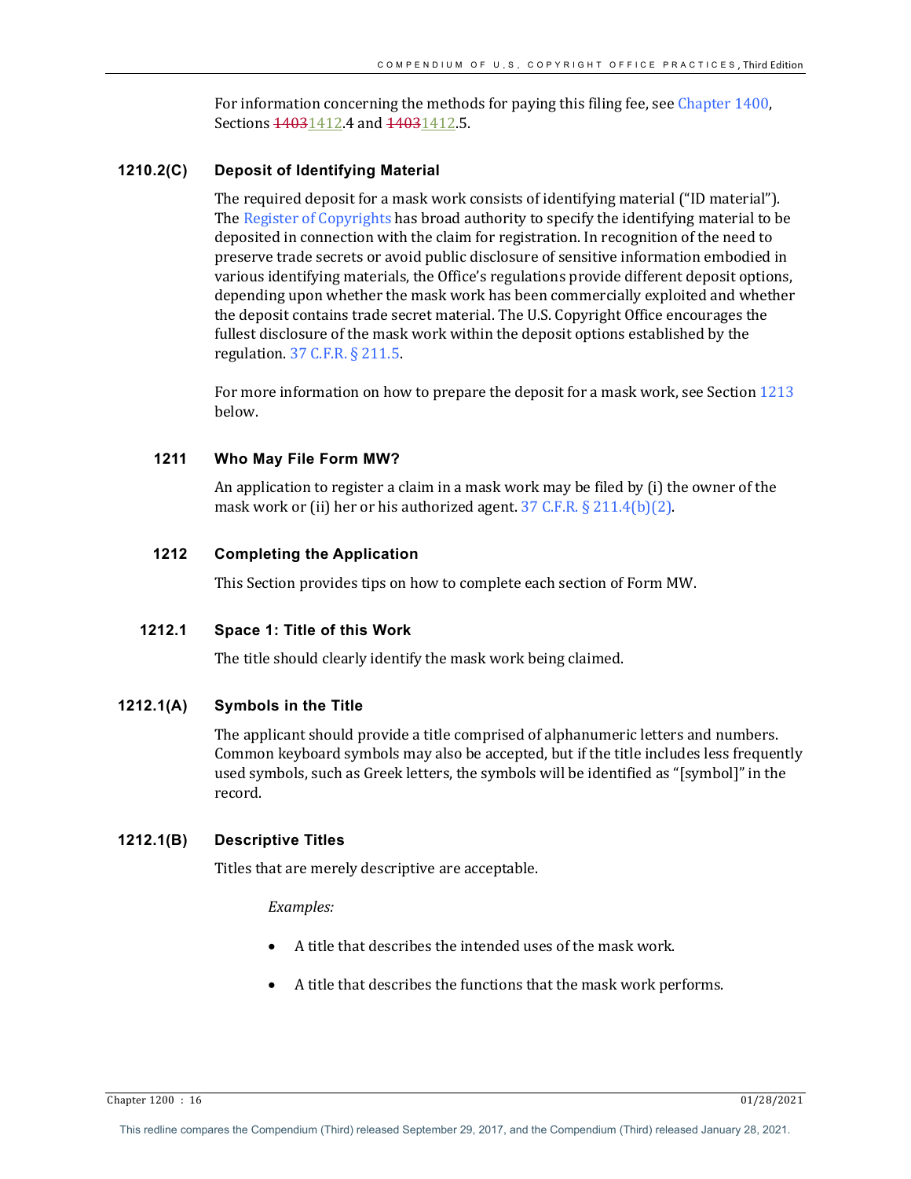For information concerning the methods for paying this filing fee, see Chapter 1400, Sections ~~1403~~1412.4 and ~~1403~~1412.5.

### 1210.2(C) Deposit of Identifying Material

The required deposit for a mask work consists of identifying material ("ID material"). The Register of Copyrights has broad authority to specify the identifying material to be deposited in connection with the claim for registration. In recognition of the need to preserve trade secrets or avoid public disclosure of sensitive information embodied in various identifying materials, the Office's regulations provide different deposit options, depending upon whether the mask work has been commercially exploited and whether the deposit contains trade secret material. The U.S. Copyright Office encourages the fullest disclosure of the mask work within the deposit options established by the regulation. 37 C.F.R. § 211.5.

For more information on how to prepare the deposit for a mask work, see Section 1213 below.

## 1211 Who May File Form MW?

An application to register a claim in a mask work may be filed by (i) the owner of the mask work or (ii) her or his authorized agent. 37 C.F.R. § 211.4(b)(2).

## 1212 Completing the Application

This Section provides tips on how to complete each section of Form MW.

### 1212.1 Space 1: Title of this Work

The title should clearly identify the mask work being claimed.

### 1212.1(A) Symbols in the Title

The applicant should provide a title comprised of alphanumeric letters and numbers. Common keyboard symbols may also be accepted, but if the title includes less frequently used symbols, such as Greek letters, the symbols will be identified as "[symbol]" in the record.

### 1212.1(B) Descriptive Titles

Titles that are merely descriptive are acceptable.

*Examples:*

- A title that describes the intended uses of the mask work.
- A title that describes the functions that the mask work performs.

This redline compares the Compendium (Third) released September 29, 2017, and the Compendium (Third) released January 28, 2021.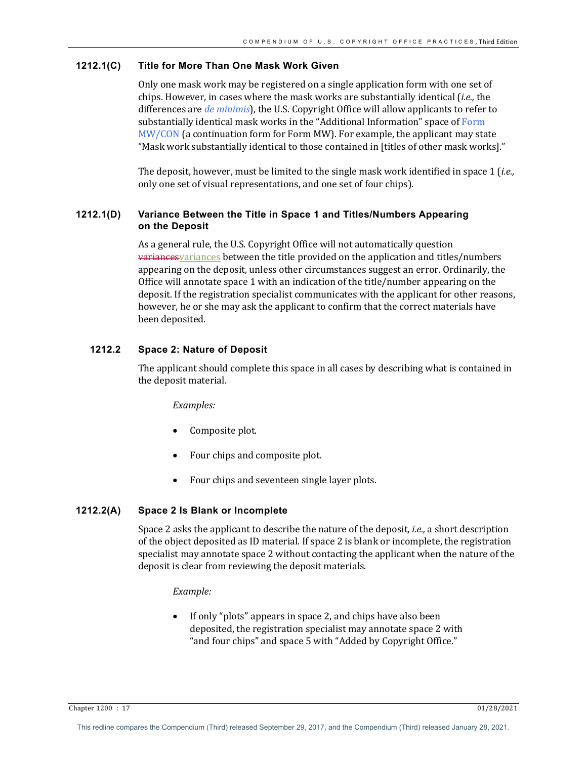### 1212.1(C) Title for More Than One Mask Work Given

Only one mask work may be registered on a single application form with one set of chips. However, in cases where the mask works are substantially identical (*i.e.,* the differences are *de minimis*), the U.S. Copyright Office will allow applicants to refer to substantially identical mask works in the "Additional Information" space of Form MW/CON (a continuation form for Form MW). For example, the applicant may state "Mask work substantially identical to those contained in [titles of other mask works]."

The deposit, however, must be limited to the single mask work identified in space 1 (*i.e.,* only one set of visual representations, and one set of four chips).

### 1212.1(D) Variance Between the Title in Space 1 and Titles/Numbers Appearing on the Deposit

As a general rule, the U.S. Copyright Office will not automatically question ~~variances~~variances between the title provided on the application and titles/numbers appearing on the deposit, unless other circumstances suggest an error. Ordinarily, the Office will annotate space 1 with an indication of the title/number appearing on the deposit. If the registration specialist communicates with the applicant for other reasons, however, he or she may ask the applicant to confirm that the correct materials have been deposited.

### 1212.2 Space 2: Nature of Deposit

The applicant should complete this space in all cases by describing what is contained in the deposit material.

*Examples:*

- Composite plot.
- Four chips and composite plot.
- Four chips and seventeen single layer plots.

### 1212.2(A) Space 2 Is Blank or Incomplete

Space 2 asks the applicant to describe the nature of the deposit, *i.e.,* a short description of the object deposited as ID material. If space 2 is blank or incomplete, the registration specialist may annotate space 2 without contacting the applicant when the nature of the deposit is clear from reviewing the deposit materials.

*Example:*

- If only "plots" appears in space 2, and chips have also been deposited, the registration specialist may annotate space 2 with "and four chips" and space 5 with "Added by Copyright Office."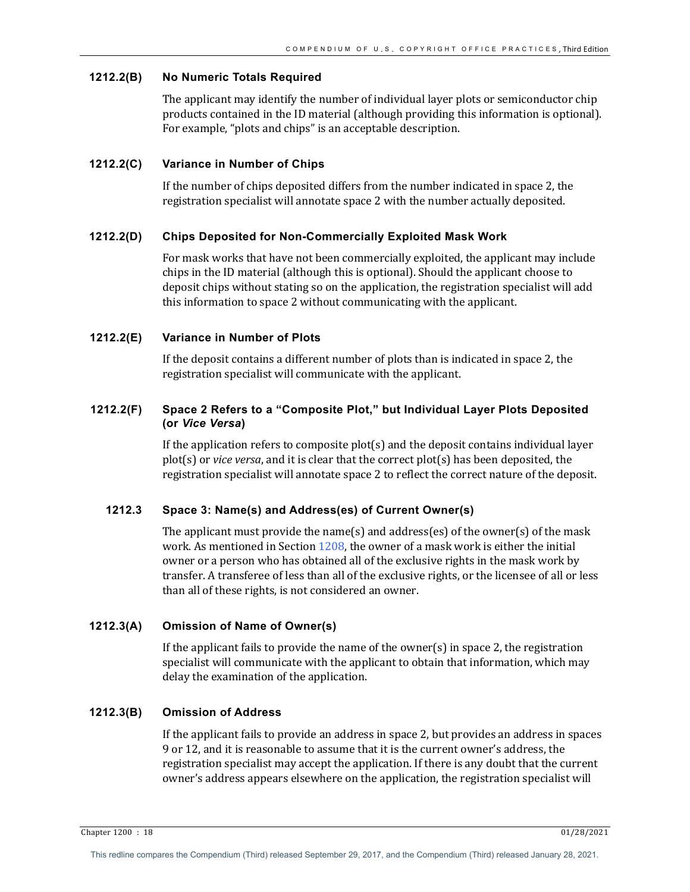### 1212.2(B) No Numeric Totals Required

The applicant may identify the number of individual layer plots or semiconductor chip products contained in the ID material (although providing this information is optional). For example, "plots and chips" is an acceptable description.

### 1212.2(C) Variance in Number of Chips

If the number of chips deposited differs from the number indicated in space 2, the registration specialist will annotate space 2 with the number actually deposited.

### 1212.2(D) Chips Deposited for Non-Commercially Exploited Mask Work

For mask works that have not been commercially exploited, the applicant may include chips in the ID material (although this is optional). Should the applicant choose to deposit chips without stating so on the application, the registration specialist will add this information to space 2 without communicating with the applicant.

### 1212.2(E) Variance in Number of Plots

If the deposit contains a different number of plots than is indicated in space 2, the registration specialist will communicate with the applicant.

### 1212.2(F) Space 2 Refers to a "Composite Plot," but Individual Layer Plots Deposited (or *Vice Versa*)

If the application refers to composite plot(s) and the deposit contains individual layer plot(s) or *vice versa*, and it is clear that the correct plot(s) has been deposited, the registration specialist will annotate space 2 to reflect the correct nature of the deposit.

## 1212.3 Space 3: Name(s) and Address(es) of Current Owner(s)

The applicant must provide the name(s) and address(es) of the owner(s) of the mask work. As mentioned in Section 1208, the owner of a mask work is either the initial owner or a person who has obtained all of the exclusive rights in the mask work by transfer. A transferee of less than all of the exclusive rights, or the licensee of all or less than all of these rights, is not considered an owner.

### 1212.3(A) Omission of Name of Owner(s)

If the applicant fails to provide the name of the owner(s) in space 2, the registration specialist will communicate with the applicant to obtain that information, which may delay the examination of the application.

### 1212.3(B) Omission of Address

If the applicant fails to provide an address in space 2, but provides an address in spaces 9 or 12, and it is reasonable to assume that it is the current owner's address, the registration specialist may accept the application. If there is any doubt that the current owner's address appears elsewhere on the application, the registration specialist will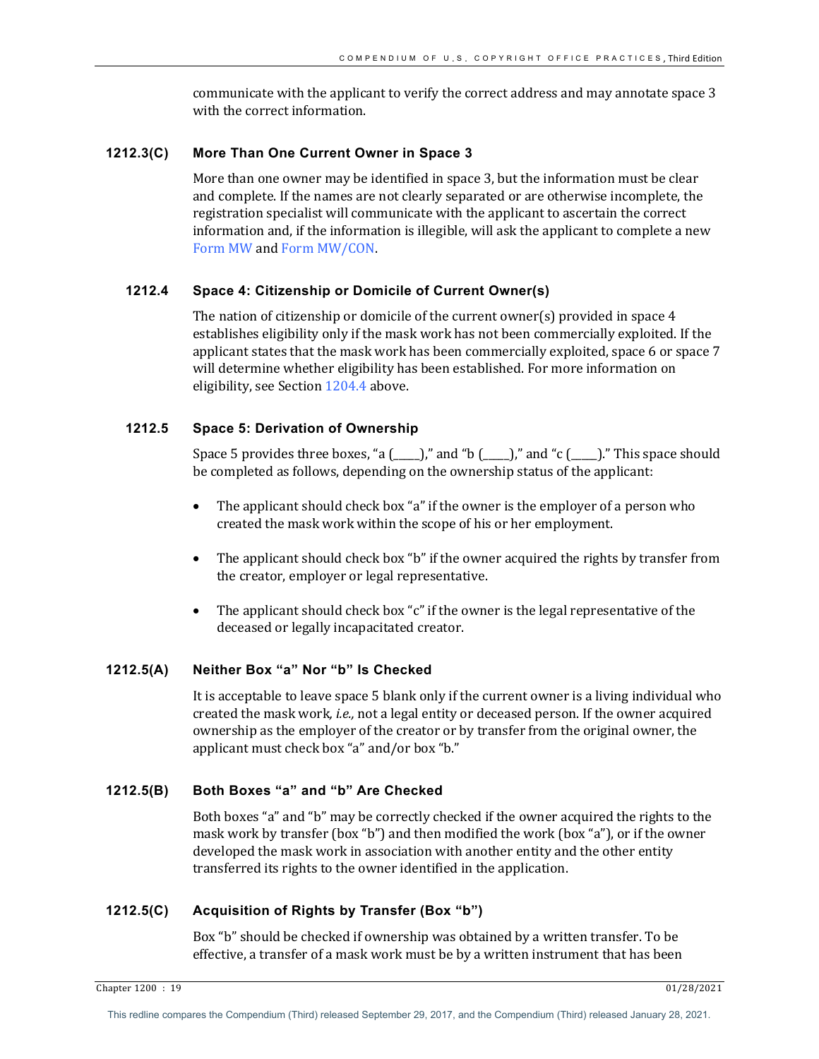communicate with the applicant to verify the correct address and may annotate space 3 with the correct information.

### 1212.3(C) More Than One Current Owner in Space 3

More than one owner may be identified in space 3, but the information must be clear and complete. If the names are not clearly separated or are otherwise incomplete, the registration specialist will communicate with the applicant to ascertain the correct information and, if the information is illegible, will ask the applicant to complete a new Form MW and Form MW/CON.

## 1212.4 Space 4: Citizenship or Domicile of Current Owner(s)

The nation of citizenship or domicile of the current owner(s) provided in space 4 establishes eligibility only if the mask work has not been commercially exploited. If the applicant states that the mask work has been commercially exploited, space 6 or space 7 will determine whether eligibility has been established. For more information on eligibility, see Section 1204.4 above.

## 1212.5 Space 5: Derivation of Ownership

Space 5 provides three boxes, "a (\_\_\_\_\_)," and "b (\_\_\_\_\_)," and "c (\_\_\_\_\_)." This space should be completed as follows, depending on the ownership status of the applicant:

- The applicant should check box "a" if the owner is the employer of a person who created the mask work within the scope of his or her employment.
- The applicant should check box "b" if the owner acquired the rights by transfer from the creator, employer or legal representative.
- The applicant should check box "c" if the owner is the legal representative of the deceased or legally incapacitated creator.

### 1212.5(A) Neither Box "a" Nor "b" Is Checked

It is acceptable to leave space 5 blank only if the current owner is a living individual who created the mask work*, i.e.,* not a legal entity or deceased person. If the owner acquired ownership as the employer of the creator or by transfer from the original owner, the applicant must check box "a" and/or box "b."

### 1212.5(B) Both Boxes "a" and "b" Are Checked

Both boxes "a" and "b" may be correctly checked if the owner acquired the rights to the mask work by transfer (box "b") and then modified the work (box "a"), or if the owner developed the mask work in association with another entity and the other entity transferred its rights to the owner identified in the application.

### 1212.5(C) Acquisition of Rights by Transfer (Box "b")

Box "b" should be checked if ownership was obtained by a written transfer. To be effective, a transfer of a mask work must be by a written instrument that has been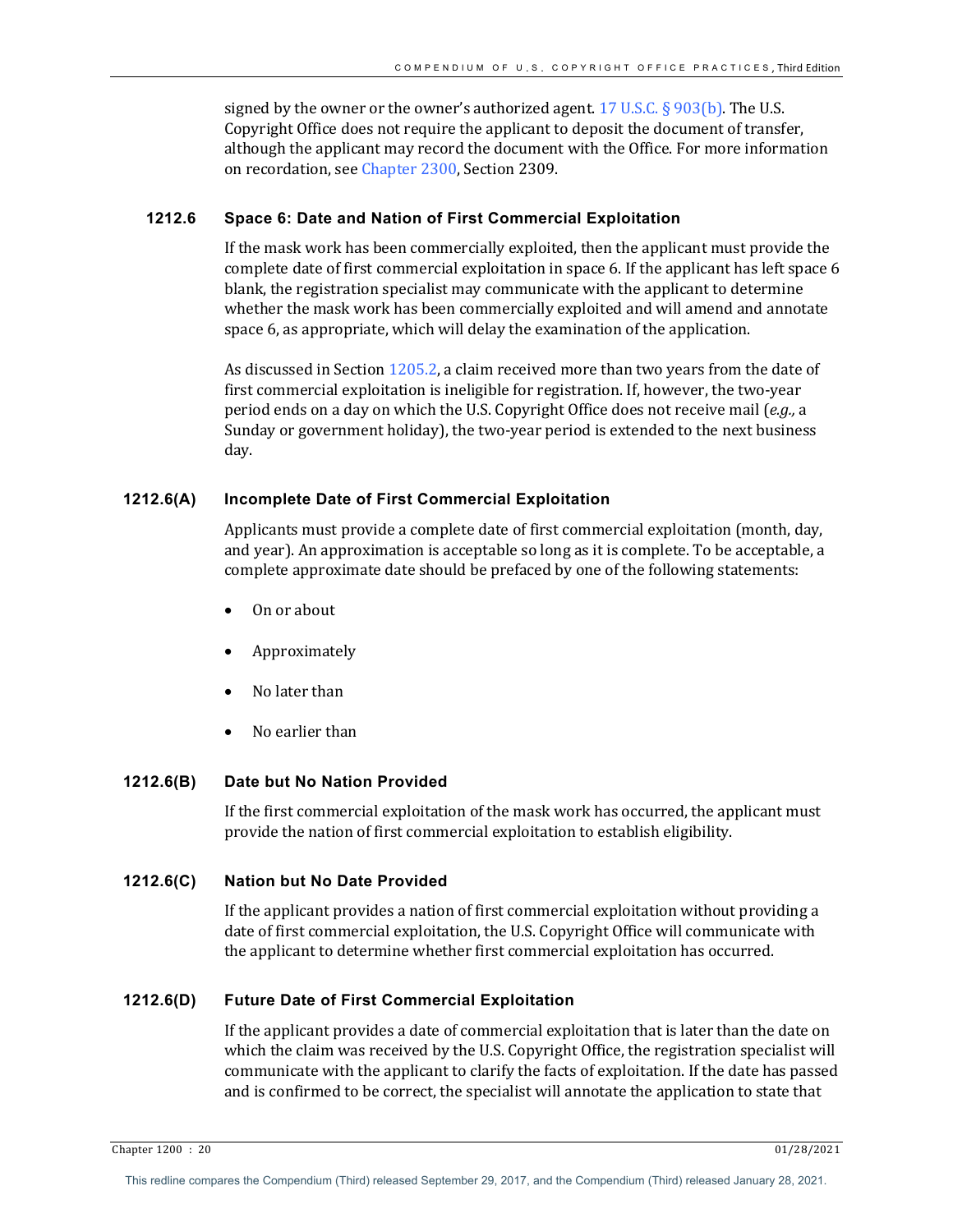signed by the owner or the owner's authorized agent. 17 U.S.C. § 903(b). The U.S. Copyright Office does not require the applicant to deposit the document of transfer, although the applicant may record the document with the Office. For more information on recordation, see Chapter 2300, Section 2309.

### 1212.6 Space 6: Date and Nation of First Commercial Exploitation

If the mask work has been commercially exploited, then the applicant must provide the complete date of first commercial exploitation in space 6. If the applicant has left space 6 blank, the registration specialist may communicate with the applicant to determine whether the mask work has been commercially exploited and will amend and annotate space 6, as appropriate, which will delay the examination of the application.

As discussed in Section 1205.2, a claim received more than two years from the date of first commercial exploitation is ineligible for registration. If, however, the two-year period ends on a day on which the U.S. Copyright Office does not receive mail (*e.g.,* a Sunday or government holiday), the two-year period is extended to the next business day.

### 1212.6(A) Incomplete Date of First Commercial Exploitation

Applicants must provide a complete date of first commercial exploitation (month, day, and year). An approximation is acceptable so long as it is complete. To be acceptable, a complete approximate date should be prefaced by one of the following statements:

- On or about
- Approximately
- No later than
- No earlier than

### 1212.6(B) Date but No Nation Provided

If the first commercial exploitation of the mask work has occurred, the applicant must provide the nation of first commercial exploitation to establish eligibility.

### 1212.6(C) Nation but No Date Provided

If the applicant provides a nation of first commercial exploitation without providing a date of first commercial exploitation, the U.S. Copyright Office will communicate with the applicant to determine whether first commercial exploitation has occurred.

### 1212.6(D) Future Date of First Commercial Exploitation

If the applicant provides a date of commercial exploitation that is later than the date on which the claim was received by the U.S. Copyright Office, the registration specialist will communicate with the applicant to clarify the facts of exploitation. If the date has passed and is confirmed to be correct, the specialist will annotate the application to state that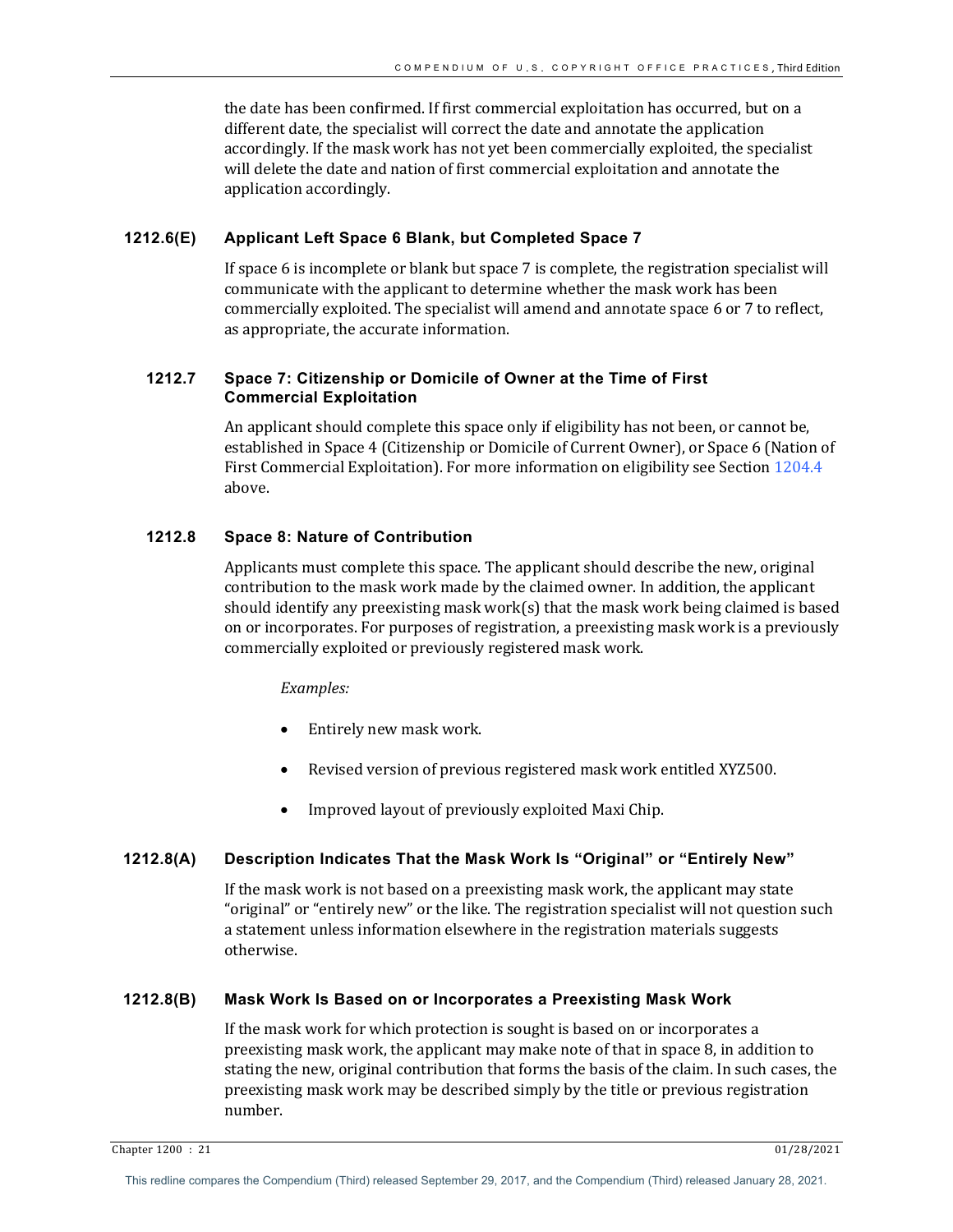the date has been confirmed. If first commercial exploitation has occurred, but on a different date, the specialist will correct the date and annotate the application accordingly. If the mask work has not yet been commercially exploited, the specialist will delete the date and nation of first commercial exploitation and annotate the application accordingly.

### 1212.6(E) Applicant Left Space 6 Blank, but Completed Space 7

If space 6 is incomplete or blank but space 7 is complete, the registration specialist will communicate with the applicant to determine whether the mask work has been commercially exploited. The specialist will amend and annotate space 6 or 7 to reflect, as appropriate, the accurate information.

### 1212.7 Space 7: Citizenship or Domicile of Owner at the Time of First Commercial Exploitation

An applicant should complete this space only if eligibility has not been, or cannot be, established in Space 4 (Citizenship or Domicile of Current Owner), or Space 6 (Nation of First Commercial Exploitation). For more information on eligibility see Section 1204.4 above.

### 1212.8 Space 8: Nature of Contribution

Applicants must complete this space. The applicant should describe the new, original contribution to the mask work made by the claimed owner. In addition, the applicant should identify any preexisting mask work(s) that the mask work being claimed is based on or incorporates. For purposes of registration, a preexisting mask work is a previously commercially exploited or previously registered mask work.

*Examples:*

- Entirely new mask work.
- Revised version of previous registered mask work entitled XYZ500.
- Improved layout of previously exploited Maxi Chip.

### 1212.8(A) Description Indicates That the Mask Work Is "Original" or "Entirely New"

If the mask work is not based on a preexisting mask work, the applicant may state "original" or "entirely new" or the like. The registration specialist will not question such a statement unless information elsewhere in the registration materials suggests otherwise.

### 1212.8(B) Mask Work Is Based on or Incorporates a Preexisting Mask Work

If the mask work for which protection is sought is based on or incorporates a preexisting mask work, the applicant may make note of that in space 8, in addition to stating the new, original contribution that forms the basis of the claim. In such cases, the preexisting mask work may be described simply by the title or previous registration number.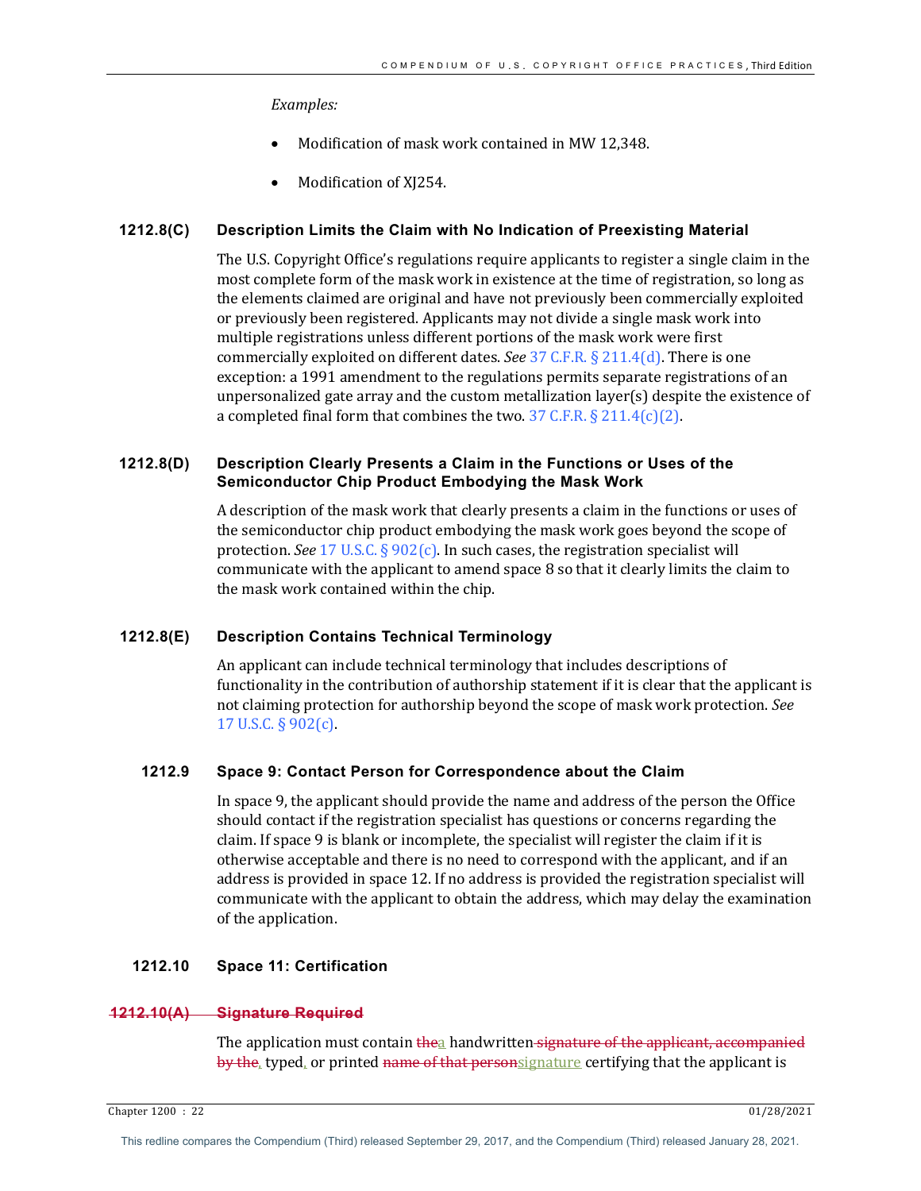*Examples:*

- Modification of mask work contained in MW 12,348.
- Modification of XJ254.

### 1212.8(C) Description Limits the Claim with No Indication of Preexisting Material

The U.S. Copyright Office's regulations require applicants to register a single claim in the most complete form of the mask work in existence at the time of registration, so long as the elements claimed are original and have not previously been commercially exploited or previously been registered. Applicants may not divide a single mask work into multiple registrations unless different portions of the mask work were first commercially exploited on different dates. *See* 37 C.F.R. § 211.4(d). There is one exception: a 1991 amendment to the regulations permits separate registrations of an unpersonalized gate array and the custom metallization layer(s) despite the existence of a completed final form that combines the two. 37 C.F.R. § 211.4(c)(2).

### 1212.8(D) Description Clearly Presents a Claim in the Functions or Uses of the Semiconductor Chip Product Embodying the Mask Work

A description of the mask work that clearly presents a claim in the functions or uses of the semiconductor chip product embodying the mask work goes beyond the scope of protection. *See* 17 U.S.C. § 902(c). In such cases, the registration specialist will communicate with the applicant to amend space 8 so that it clearly limits the claim to the mask work contained within the chip.

### 1212.8(E) Description Contains Technical Terminology

An applicant can include technical terminology that includes descriptions of functionality in the contribution of authorship statement if it is clear that the applicant is not claiming protection for authorship beyond the scope of mask work protection. *See* 17 U.S.C. § 902(c).

## 1212.9 Space 9: Contact Person for Correspondence about the Claim

In space 9, the applicant should provide the name and address of the person the Office should contact if the registration specialist has questions or concerns regarding the claim. If space 9 is blank or incomplete, the specialist will register the claim if it is otherwise acceptable and there is no need to correspond with the applicant, and if an address is provided in space 12. If no address is provided the registration specialist will communicate with the applicant to obtain the address, which may delay the examination of the application.

## 1212.10 Space 11: Certification

### ~~1212.10(A) Signature Required~~

The application must contain ~~the~~a handwritten~~ signature of the applicant, accompanied by the~~, typed, or printed ~~name of that person~~signature certifying that the applicant is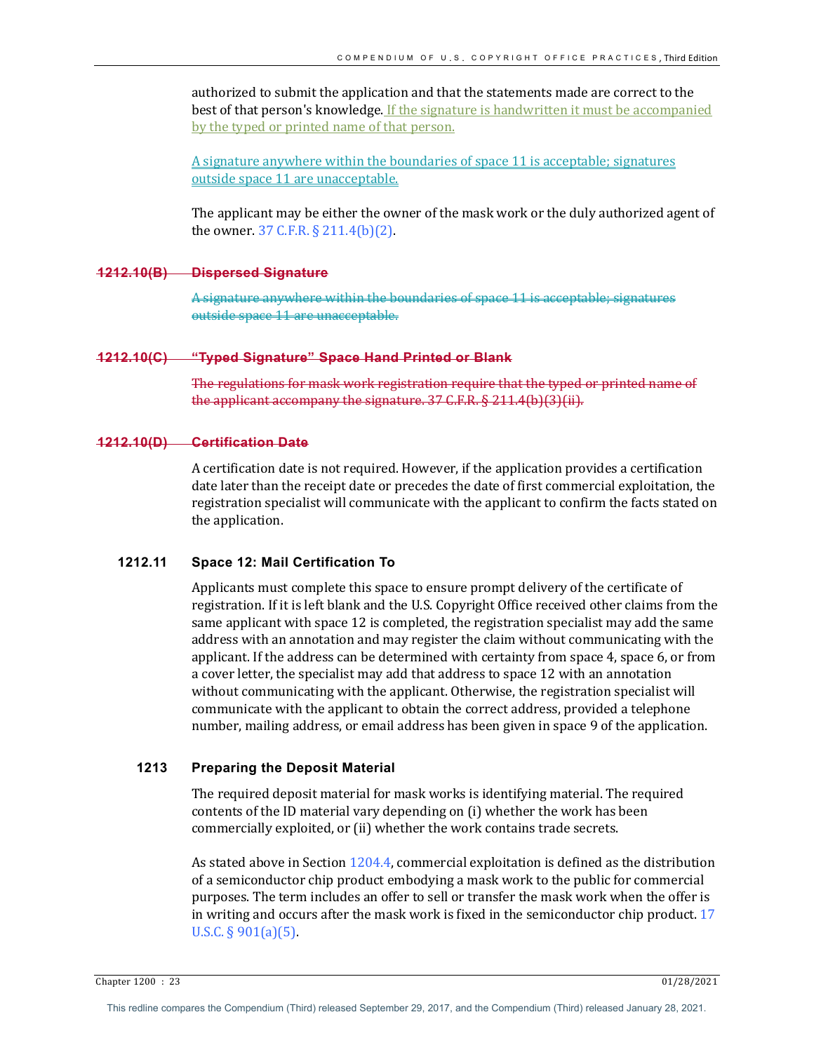authorized to submit the application and that the statements made are correct to the best of that person's knowledge. If the signature is handwritten it must be accompanied by the typed or printed name of that person.

A signature anywhere within the boundaries of space 11 is acceptable; signatures outside space 11 are unacceptable.

The applicant may be either the owner of the mask work or the duly authorized agent of the owner. 37 C.F.R. § 211.4(b)(2).

#### ~~1212.10(B) Dispersed Signature~~

~~A signature anywhere within the boundaries of space 11 is acceptable; signatures outside space 11 are unacceptable.~~

#### ~~1212.10(C) "Typed Signature" Space Hand Printed or Blank~~

~~The regulations for mask work registration require that the typed or printed name of the applicant accompany the signature. 37 C.F.R. § 211.4(b)(3)(ii).~~

#### ~~1212.10(D) Certification Date~~

A certification date is not required. However, if the application provides a certification date later than the receipt date or precedes the date of first commercial exploitation, the registration specialist will communicate with the applicant to confirm the facts stated on the application.

### 1212.11 Space 12: Mail Certification To

Applicants must complete this space to ensure prompt delivery of the certificate of registration. If it is left blank and the U.S. Copyright Office received other claims from the same applicant with space 12 is completed, the registration specialist may add the same address with an annotation and may register the claim without communicating with the applicant. If the address can be determined with certainty from space 4, space 6, or from a cover letter, the specialist may add that address to space 12 with an annotation without communicating with the applicant. Otherwise, the registration specialist will communicate with the applicant to obtain the correct address, provided a telephone number, mailing address, or email address has been given in space 9 of the application.

## 1213 Preparing the Deposit Material

The required deposit material for mask works is identifying material. The required contents of the ID material vary depending on (i) whether the work has been commercially exploited, or (ii) whether the work contains trade secrets.

As stated above in Section 1204.4, commercial exploitation is defined as the distribution of a semiconductor chip product embodying a mask work to the public for commercial purposes. The term includes an offer to sell or transfer the mask work when the offer is in writing and occurs after the mask work is fixed in the semiconductor chip product. 17 U.S.C. § 901(a)(5).

This redline compares the Compendium (Third) released September 29, 2017, and the Compendium (Third) released January 28, 2021.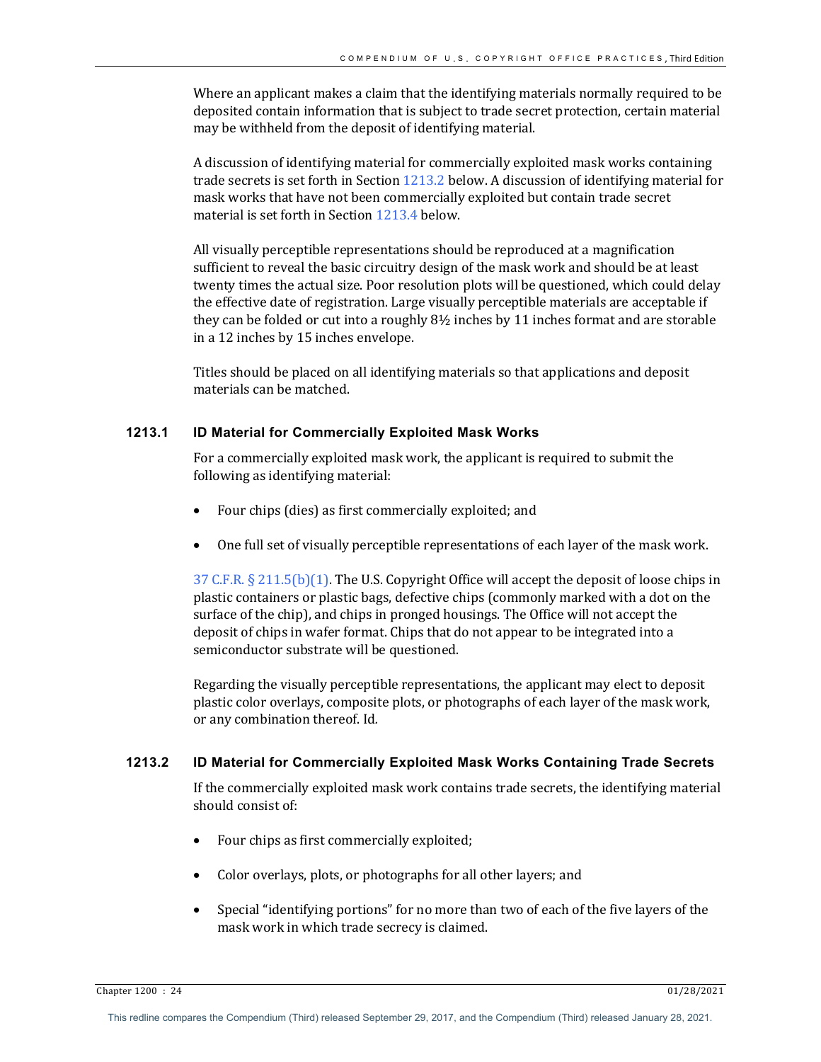Where an applicant makes a claim that the identifying materials normally required to be deposited contain information that is subject to trade secret protection, certain material may be withheld from the deposit of identifying material.

A discussion of identifying material for commercially exploited mask works containing trade secrets is set forth in Section 1213.2 below. A discussion of identifying material for mask works that have not been commercially exploited but contain trade secret material is set forth in Section 1213.4 below.

All visually perceptible representations should be reproduced at a magnification sufficient to reveal the basic circuitry design of the mask work and should be at least twenty times the actual size. Poor resolution plots will be questioned, which could delay the effective date of registration. Large visually perceptible materials are acceptable if they can be folded or cut into a roughly 8½ inches by 11 inches format and are storable in a 12 inches by 15 inches envelope.

Titles should be placed on all identifying materials so that applications and deposit materials can be matched.

### 1213.1 ID Material for Commercially Exploited Mask Works

For a commercially exploited mask work, the applicant is required to submit the following as identifying material:

- Four chips (dies) as first commercially exploited; and
- One full set of visually perceptible representations of each layer of the mask work.

37 C.F.R. § 211.5(b)(1). The U.S. Copyright Office will accept the deposit of loose chips in plastic containers or plastic bags, defective chips (commonly marked with a dot on the surface of the chip), and chips in pronged housings. The Office will not accept the deposit of chips in wafer format. Chips that do not appear to be integrated into a semiconductor substrate will be questioned.

Regarding the visually perceptible representations, the applicant may elect to deposit plastic color overlays, composite plots, or photographs of each layer of the mask work, or any combination thereof. *Id.*

### 1213.2 ID Material for Commercially Exploited Mask Works Containing Trade Secrets

If the commercially exploited mask work contains trade secrets, the identifying material should consist of:

- Four chips as first commercially exploited;
- Color overlays, plots, or photographs for all other layers; and
- Special "identifying portions" for no more than two of each of the five layers of the mask work in which trade secrecy is claimed.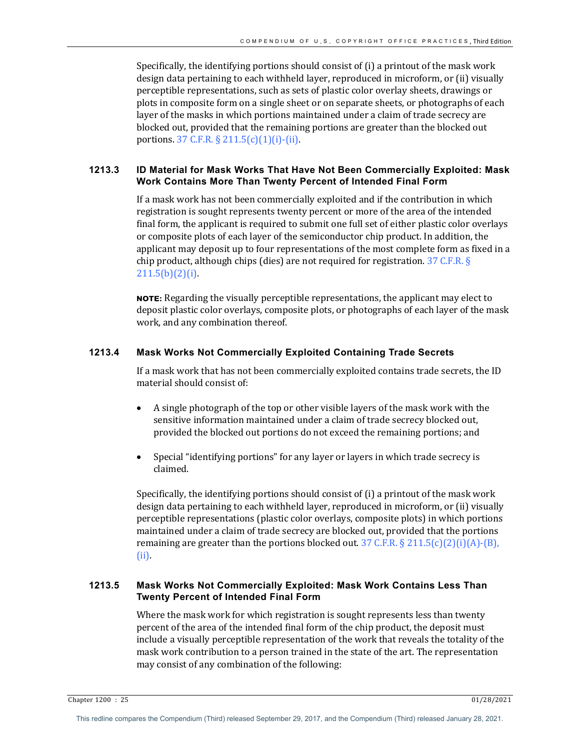Specifically, the identifying portions should consist of (i) a printout of the mask work design data pertaining to each withheld layer, reproduced in microform, or (ii) visually perceptible representations, such as sets of plastic color overlay sheets, drawings or plots in composite form on a single sheet or on separate sheets, or photographs of each layer of the masks in which portions maintained under a claim of trade secrecy are blocked out, provided that the remaining portions are greater than the blocked out portions. 37 C.F.R. § 211.5(c)(1)(i)-(ii).

### 1213.3 ID Material for Mask Works That Have Not Been Commercially Exploited: Mask Work Contains More Than Twenty Percent of Intended Final Form

If a mask work has not been commercially exploited and if the contribution in which registration is sought represents twenty percent or more of the area of the intended final form, the applicant is required to submit one full set of either plastic color overlays or composite plots of each layer of the semiconductor chip product. In addition, the applicant may deposit up to four representations of the most complete form as fixed in a chip product, although chips (dies) are not required for registration. 37 C.F.R. § 211.5(b)(2)(i).

**NOTE:** Regarding the visually perceptible representations, the applicant may elect to deposit plastic color overlays, composite plots, or photographs of each layer of the mask work, and any combination thereof.

### 1213.4 Mask Works Not Commercially Exploited Containing Trade Secrets

If a mask work that has not been commercially exploited contains trade secrets, the ID material should consist of:

- A single photograph of the top or other visible layers of the mask work with the sensitive information maintained under a claim of trade secrecy blocked out, provided the blocked out portions do not exceed the remaining portions; and
- Special "identifying portions" for any layer or layers in which trade secrecy is claimed.

Specifically, the identifying portions should consist of (i) a printout of the mask work design data pertaining to each withheld layer, reproduced in microform, or (ii) visually perceptible representations (plastic color overlays, composite plots) in which portions maintained under a claim of trade secrecy are blocked out, provided that the portions remaining are greater than the portions blocked out. 37 C.F.R. § 211.5(c)(2)(i)(A)-(B), (ii).

### 1213.5 Mask Works Not Commercially Exploited: Mask Work Contains Less Than Twenty Percent of Intended Final Form

Where the mask work for which registration is sought represents less than twenty percent of the area of the intended final form of the chip product, the deposit must include a visually perceptible representation of the work that reveals the totality of the mask work contribution to a person trained in the state of the art. The representation may consist of any combination of the following: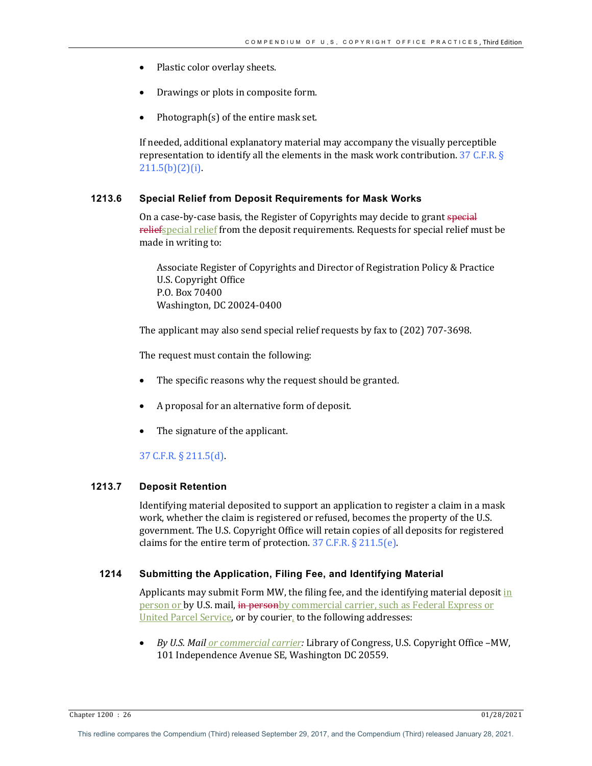- Plastic color overlay sheets.
- Drawings or plots in composite form.
- Photograph(s) of the entire mask set.

If needed, additional explanatory material may accompany the visually perceptible representation to identify all the elements in the mask work contribution. 37 C.F.R. § 211.5(b)(2)(i).

### 1213.6 Special Relief from Deposit Requirements for Mask Works

On a case-by-case basis, the Register of Copyrights may decide to grant ~~special relief~~special relief from the deposit requirements. Requests for special relief must be made in writing to:

> Associate Register of Copyrights and Director of Registration Policy & Practice
> U.S. Copyright Office
> P.O. Box 70400
> Washington, DC 20024-0400

The applicant may also send special relief requests by fax to (202) 707-3698.

The request must contain the following:

- The specific reasons why the request should be granted.
- A proposal for an alternative form of deposit.
- The signature of the applicant.

37 C.F.R. § 211.5(d).

### 1213.7 Deposit Retention

Identifying material deposited to support an application to register a claim in a mask work, whether the claim is registered or refused, becomes the property of the U.S. government. The U.S. Copyright Office will retain copies of all deposits for registered claims for the entire term of protection. 37 C.F.R. § 211.5(e).

## 1214 Submitting the Application, Filing Fee, and Identifying Material

Applicants may submit Form MW, the filing fee, and the identifying material deposit in person or by U.S. mail, ~~in person~~by commercial carrier, such as Federal Express or United Parcel Service, or by courier, to the following addresses:

- *By U.S. Mail or commercial carrier:* Library of Congress, U.S. Copyright Office –MW, 101 Independence Avenue SE, Washington DC 20559.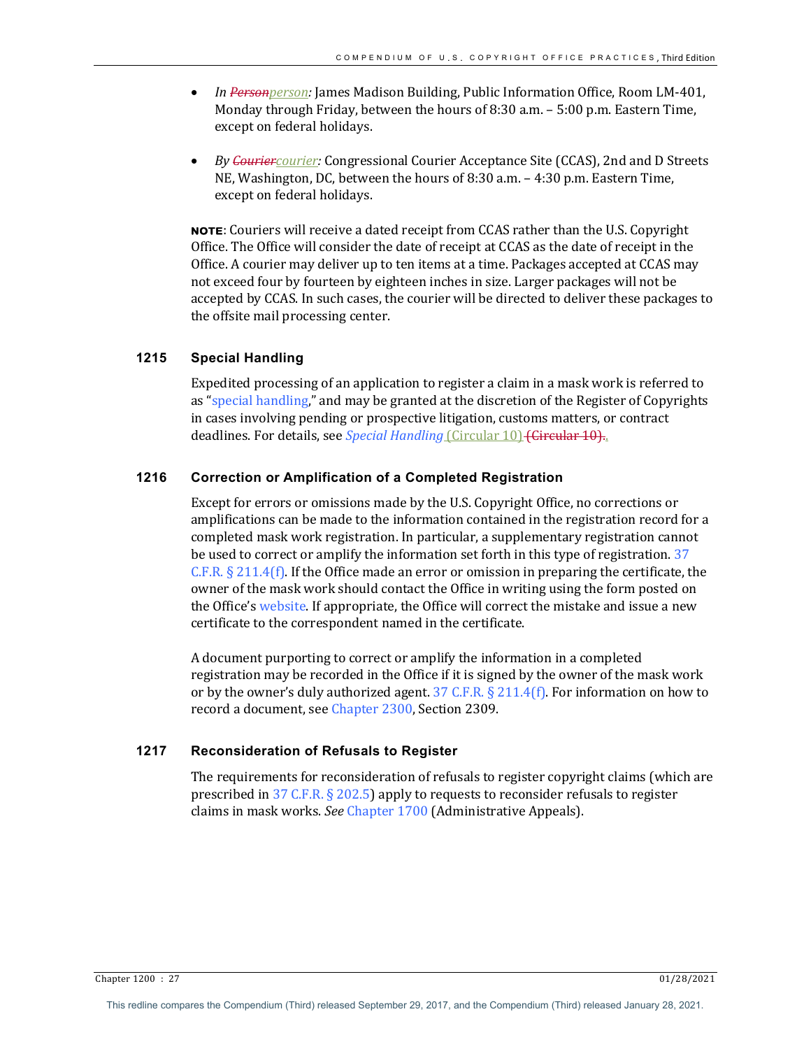- *In ~~Person~~person:* James Madison Building, Public Information Office, Room LM-401, Monday through Friday, between the hours of 8:30 a.m. – 5:00 p.m. Eastern Time, except on federal holidays.

- *By ~~Courier~~courier:* Congressional Courier Acceptance Site (CCAS), 2nd and D Streets NE, Washington, DC, between the hours of 8:30 a.m. – 4:30 p.m. Eastern Time, except on federal holidays.

**NOTE**: Couriers will receive a dated receipt from CCAS rather than the U.S. Copyright Office. The Office will consider the date of receipt at CCAS as the date of receipt in the Office. A courier may deliver up to ten items at a time. Packages accepted at CCAS may not exceed four by fourteen by eighteen inches in size. Larger packages will not be accepted by CCAS. In such cases, the courier will be directed to deliver these packages to the offsite mail processing center.

### 1215 Special Handling

Expedited processing of an application to register a claim in a mask work is referred to as "special handling," and may be granted at the discretion of the Register of Copyrights in cases involving pending or prospective litigation, customs matters, or contract deadlines. For details, see *Special Handling* (Circular 10) ~~(Circular 10).~~.

### 1216 Correction or Amplification of a Completed Registration

Except for errors or omissions made by the U.S. Copyright Office, no corrections or amplifications can be made to the information contained in the registration record for a completed mask work registration. In particular, a supplementary registration cannot be used to correct or amplify the information set forth in this type of registration. 37 C.F.R. § 211.4(f). If the Office made an error or omission in preparing the certificate, the owner of the mask work should contact the Office in writing using the form posted on the Office's website. If appropriate, the Office will correct the mistake and issue a new certificate to the correspondent named in the certificate.

A document purporting to correct or amplify the information in a completed registration may be recorded in the Office if it is signed by the owner of the mask work or by the owner's duly authorized agent. 37 C.F.R. § 211.4(f). For information on how to record a document, see Chapter 2300, Section 2309.

### 1217 Reconsideration of Refusals to Register

The requirements for reconsideration of refusals to register copyright claims (which are prescribed in 37 C.F.R. § 202.5) apply to requests to reconsider refusals to register claims in mask works. *See* Chapter 1700 (Administrative Appeals).

This redline compares the Compendium (Third) released September 29, 2017, and the Compendium (Third) released January 28, 2021.